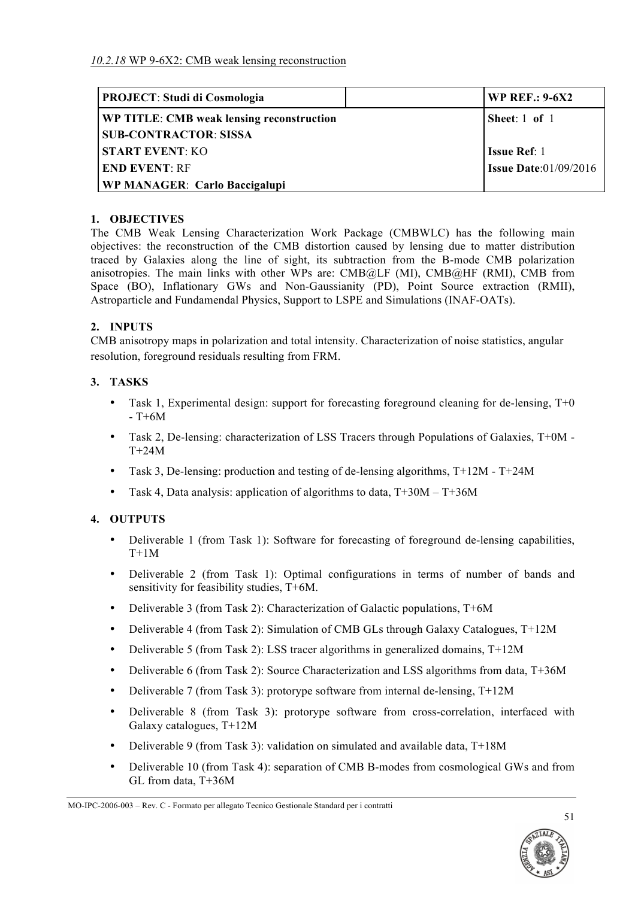*10.2.18* WP 9-6X2: CMB weak lensing reconstruction

| **PROJECT**: **Studi di Cosmologia** | | **WP REF.: 9-6X2** |
|---|---|---|
| **WP TITLE**: **CMB weak lensing reconstruction**<br>**SUB-CONTRACTOR**: **SISSA** | | **Sheet**: 1 **of** 1 |
| **START EVENT**: KO | | **Issue Ref**: 1 |
| **END EVENT**: RF | | **Issue Date**:01/09/2016 |
| **WP MANAGER**: **Carlo Baccigalupi** | | |

### 1. OBJECTIVES

The CMB Weak Lensing Characterization Work Package (CMBWLC) has the following main objectives: the reconstruction of the CMB distortion caused by lensing due to matter distribution traced by Galaxies along the line of sight, its subtraction from the B-mode CMB polarization anisotropies. The main links with other WPs are: CMB@LF (MI), CMB@HF (RMI), CMB from Space (BO), Inflationary GWs and Non-Gaussianity (PD), Point Source extraction (RMII), Astroparticle and Fundamendal Physics, Support to LSPE and Simulations (INAF-OATs).

### 2. INPUTS

CMB anisotropy maps in polarization and total intensity. Characterization of noise statistics, angular resolution, foreground residuals resulting from FRM.

### 3. TASKS

- Task 1, Experimental design: support for forecasting foreground cleaning for de-lensing, T+0 - T+6M
- Task 2, De-lensing: characterization of LSS Tracers through Populations of Galaxies, T+0M - T+24M
- Task 3, De-lensing: production and testing of de-lensing algorithms, T+12M - T+24M
- Task 4, Data analysis: application of algorithms to data, T+30M – T+36M

### 4. OUTPUTS

- Deliverable 1 (from Task 1): Software for forecasting of foreground de-lensing capabilities, T+1M
- Deliverable 2 (from Task 1): Optimal configurations in terms of number of bands and sensitivity for feasibility studies, T+6M.
- Deliverable 3 (from Task 2): Characterization of Galactic populations, T+6M
- Deliverable 4 (from Task 2): Simulation of CMB GLs through Galaxy Catalogues, T+12M
- Deliverable 5 (from Task 2): LSS tracer algorithms in generalized domains, T+12M
- Deliverable 6 (from Task 2): Source Characterization and LSS algorithms from data, T+36M
- Deliverable 7 (from Task 3): protorype software from internal de-lensing, T+12M
- Deliverable 8 (from Task 3): protorype software from cross-correlation, interfaced with Galaxy catalogues, T+12M
- Deliverable 9 (from Task 3): validation on simulated and available data, T+18M
- Deliverable 10 (from Task 4): separation of CMB B-modes from cosmological GWs and from GL from data, T+36M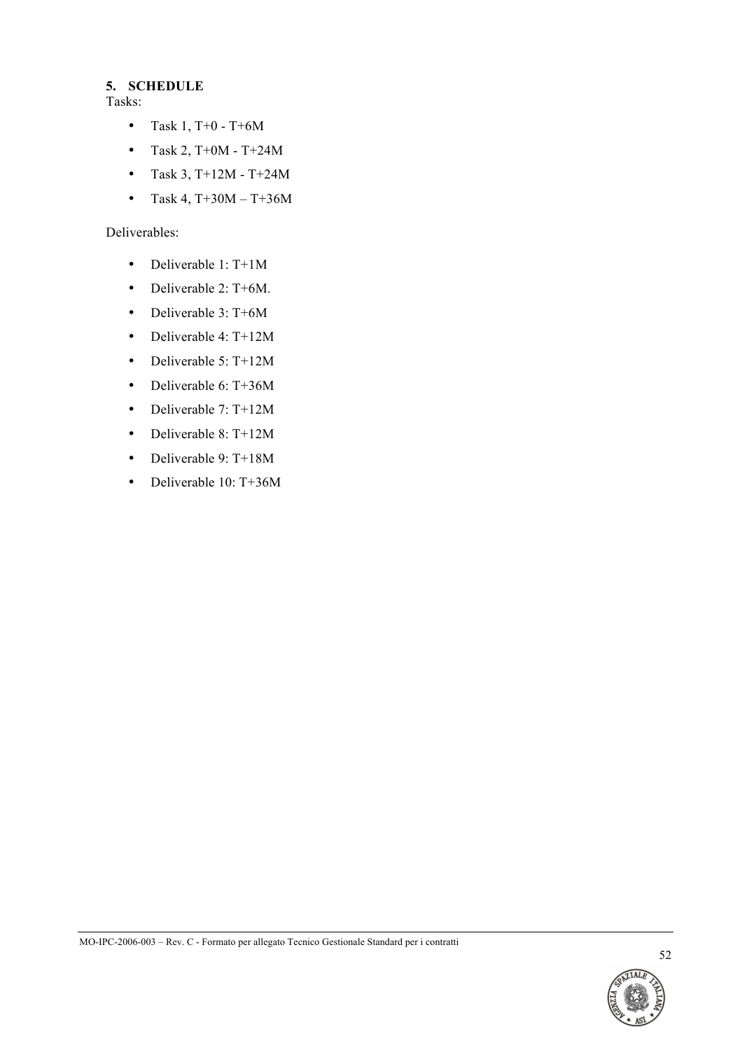## 5. SCHEDULE

Tasks:

- Task 1, T+0 - T+6M
- Task 2, T+0M - T+24M
- Task 3, T+12M - T+24M
- Task 4, T+30M – T+36M

Deliverables:

- Deliverable 1: T+1M
- Deliverable 2: T+6M.
- Deliverable 3: T+6M
- Deliverable 4: T+12M
- Deliverable 5: T+12M
- Deliverable 6: T+36M
- Deliverable 7: T+12M
- Deliverable 8: T+12M
- Deliverable 9: T+18M
- Deliverable 10: T+36M